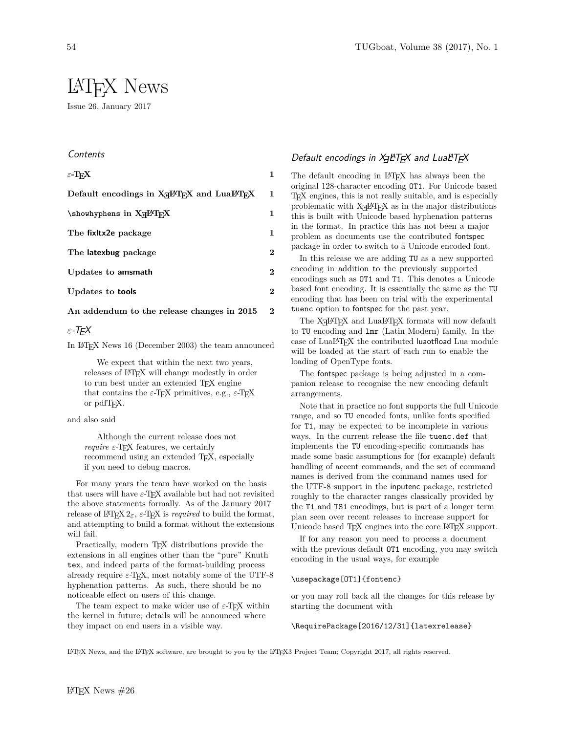# LaTeX News

Issue 26, January 2017

## Contents

| | |
|---|---|
| **ε-TeX** | **1** |
| **Default encodings in XeLaTeX and LuaLaTeX** | **1** |
| **\showhyphens in XeLaTeX** | **1** |
| **The fixltx2e package** | **1** |
| **The latexbug package** | **2** |
| **Updates to amsmath** | **2** |
| **Updates to tools** | **2** |
| **An addendum to the release changes in 2015** | **2** |

## ε-TeX

In LaTeX News 16 (December 2003) the team announced

> We expect that within the next two years, releases of LaTeX will change modestly in order to run best under an extended TeX engine that contains the ε-TeX primitives, e.g., ε-TeX or pdfTeX.

and also said

> Although the current release does not *require* ε-TeX features, we certainly recommend using an extended TeX, especially if you need to debug macros.

For many years the team have worked on the basis that users will have ε-TeX available but had not revisited the above statements formally. As of the January 2017 release of LaTeX $2_\varepsilon$, ε-TeX is *required* to build the format, and attempting to build a format without the extensions will fail.

Practically, modern TeX distributions provide the extensions in all engines other than the "pure" Knuth tex, and indeed parts of the format-building process already require ε-TeX, most notably some of the UTF-8 hyphenation patterns. As such, there should be no noticeable effect on users of this change.

The team expect to make wider use of ε-TeX within the kernel in future; details will be announced where they impact on end users in a visible way.

## Default encodings in XeLaTeX and LuaLaTeX

The default encoding in LaTeX has always been the original 128-character encoding OT1. For Unicode based TeX engines, this is not really suitable, and is especially problematic with XeLaTeX as in the major distributions this is built with Unicode based hyphenation patterns in the format. In practice this has not been a major problem as documents use the contributed fontspec package in order to switch to a Unicode encoded font.

In this release we are adding TU as a new supported encoding in addition to the previously supported encodings such as OT1 and T1. This denotes a Unicode based font encoding. It is essentially the same as the TU encoding that has been on trial with the experimental tuenc option to fontspec for the past year.

The XeLaTeX and LuaLaTeX formats will now default to TU encoding and lmr (Latin Modern) family. In the case of LuaLaTeX the contributed luaotfload Lua module will be loaded at the start of each run to enable the loading of OpenType fonts.

The fontspec package is being adjusted in a companion release to recognise the new encoding default arrangements.

Note that in practice no font supports the full Unicode range, and so TU encoded fonts, unlike fonts specified for T1, may be expected to be incomplete in various ways. In the current release the file tuenc.def that implements the TU encoding-specific commands has made some basic assumptions for (for example) default handling of accent commands, and the set of command names is derived from the command names used for the UTF-8 support in the inputenc package, restricted roughly to the character ranges classically provided by the T1 and TS1 encodings, but is part of a longer term plan seen over recent releases to increase support for Unicode based TeX engines into the core LaTeX support.

If for any reason you need to process a document with the previous default OT1 encoding, you may switch encoding in the usual ways, for example

```
\usepackage[OT1]{fontenc}
```

or you may roll back all the changes for this release by starting the document with

```
\RequirePackage[2016/12/31]{latexrelease}
```

LaTeX News, and the LaTeX software, are brought to you by the LaTeX3 Project Team; Copyright 2017, all rights reserved.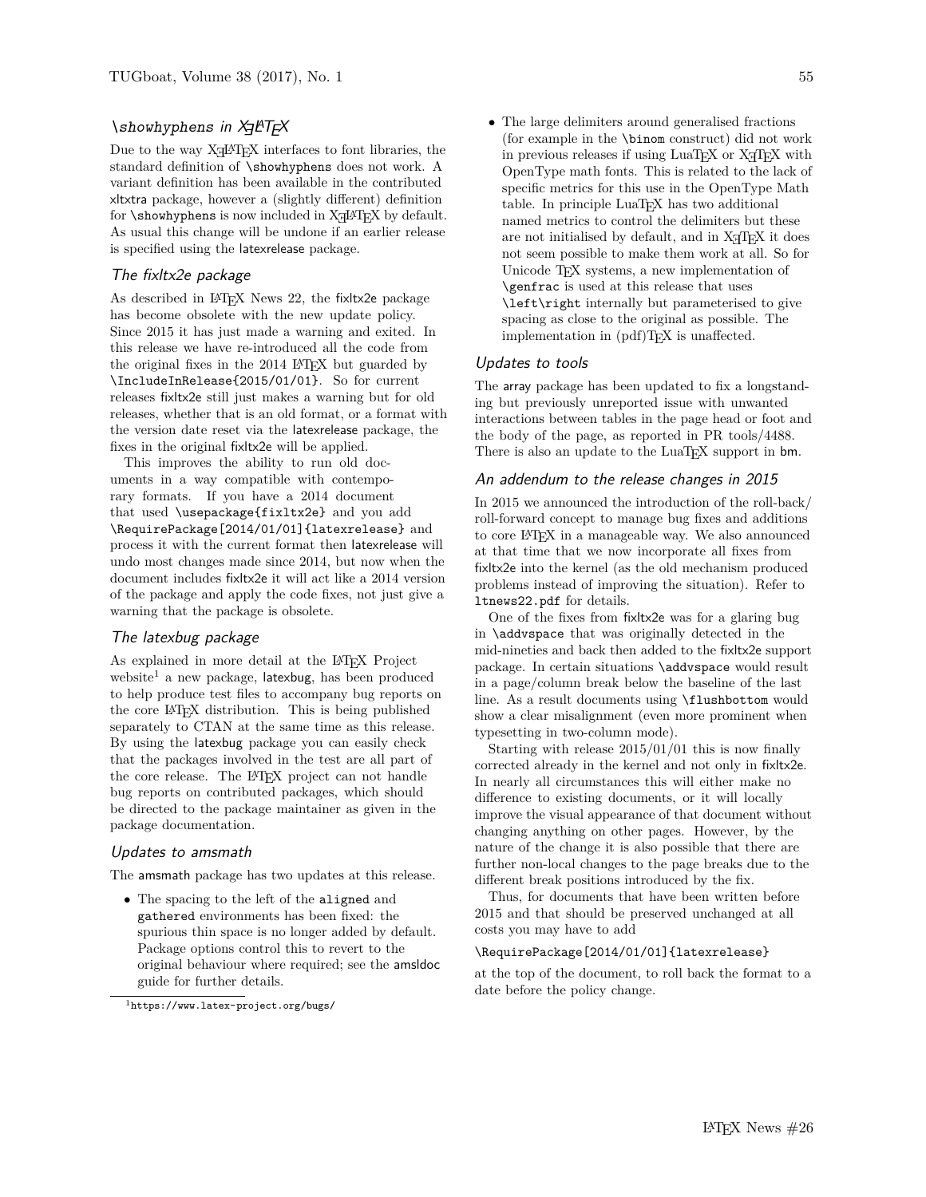### \showhyphens in XƎLaTeX

Due to the way XƎLaTeX interfaces to font libraries, the standard definition of `\showhyphens` does not work. A variant definition has been available in the contributed xltxtra package, however a (slightly different) definition for `\showhyphens` is now included in XƎLaTeX by default. As usual this change will be undone if an earlier release is specified using the latexrelease package.

### The fixltx2e package

As described in LaTeX News 22, the fixltx2e package has become obsolete with the new update policy. Since 2015 it has just made a warning and exited. In this release we have re-introduced all the code from the original fixes in the 2014 LaTeX but guarded by `\IncludeInRelease{2015/01/01}`. So for current releases fixltx2e still just makes a warning but for old releases, whether that is an old format, or a format with the version date reset via the latexrelease package, the fixes in the original fixltx2e will be applied.

This improves the ability to run old documents in a way compatible with contemporary formats. If you have a 2014 document that used `\usepackage{fixltx2e}` and you add `\RequirePackage[2014/01/01]{latexrelease}` and process it with the current format then latexrelease will undo most changes made since 2014, but now when the document includes fixltx2e it will act like a 2014 version of the package and apply the code fixes, not just give a warning that the package is obsolete.

### The latexbug package

As explained in more detail at the LaTeX Project website[1] a new package, latexbug, has been produced to help produce test files to accompany bug reports on the core LaTeX distribution. This is being published separately to CTAN at the same time as this release. By using the latexbug package you can easily check that the packages involved in the test are all part of the core release. The LaTeX project can not handle bug reports on contributed packages, which should be directed to the package maintainer as given in the package documentation.

### Updates to amsmath

The amsmath package has two updates at this release.

- The spacing to the left of the `aligned` and `gathered` environments has been fixed: the spurious thin space is no longer added by default. Package options control this to revert to the original behaviour where required; see the amsldoc guide for further details.
- The large delimiters around generalised fractions (for example in the `\binom` construct) did not work in previous releases if using LuaTeX or XƎTeX with OpenType math fonts. This is related to the lack of specific metrics for this use in the OpenType Math table. In principle LuaTeX has two additional named metrics to control the delimiters but these are not initialised by default, and in XƎTeX it does not seem possible to make them work at all. So for Unicode TeX systems, a new implementation of `\genfrac` is used at this release that uses `\left\right` internally but parameterised to give spacing as close to the original as possible. The implementation in (pdf)TeX is unaffected.

### Updates to tools

The array package has been updated to fix a longstanding but previously unreported issue with unwanted interactions between tables in the page head or foot and the body of the page, as reported in PR tools/4488. There is also an update to the LuaTeX support in bm.

### An addendum to the release changes in 2015

In 2015 we announced the introduction of the roll-back/roll-forward concept to manage bug fixes and additions to core LaTeX in a manageable way. We also announced at that time that we now incorporate all fixes from fixltx2e into the kernel (as the old mechanism produced problems instead of improving the situation). Refer to `ltnews22.pdf` for details.

One of the fixes from fixltx2e was for a glaring bug in `\addvspace` that was originally detected in the mid-nineties and back then added to the fixltx2e support package. In certain situations `\addvspace` would result in a page/column break below the baseline of the last line. As a result documents using `\flushbottom` would show a clear misalignment (even more prominent when typesetting in two-column mode).

Starting with release 2015/01/01 this is now finally corrected already in the kernel and not only in fixltx2e. In nearly all circumstances this will either make no difference to existing documents, or it will locally improve the visual appearance of that document without changing anything on other pages. However, by the nature of the change it is also possible that there are further non-local changes to the page breaks due to the different break positions introduced by the fix.

Thus, for documents that have been written before 2015 and that should be preserved unchanged at all costs you may have to add

```
\RequirePackage[2014/01/01]{latexrelease}
```

at the top of the document, to roll back the format to a date before the policy change.

[1] https://www.latex-project.org/bugs/